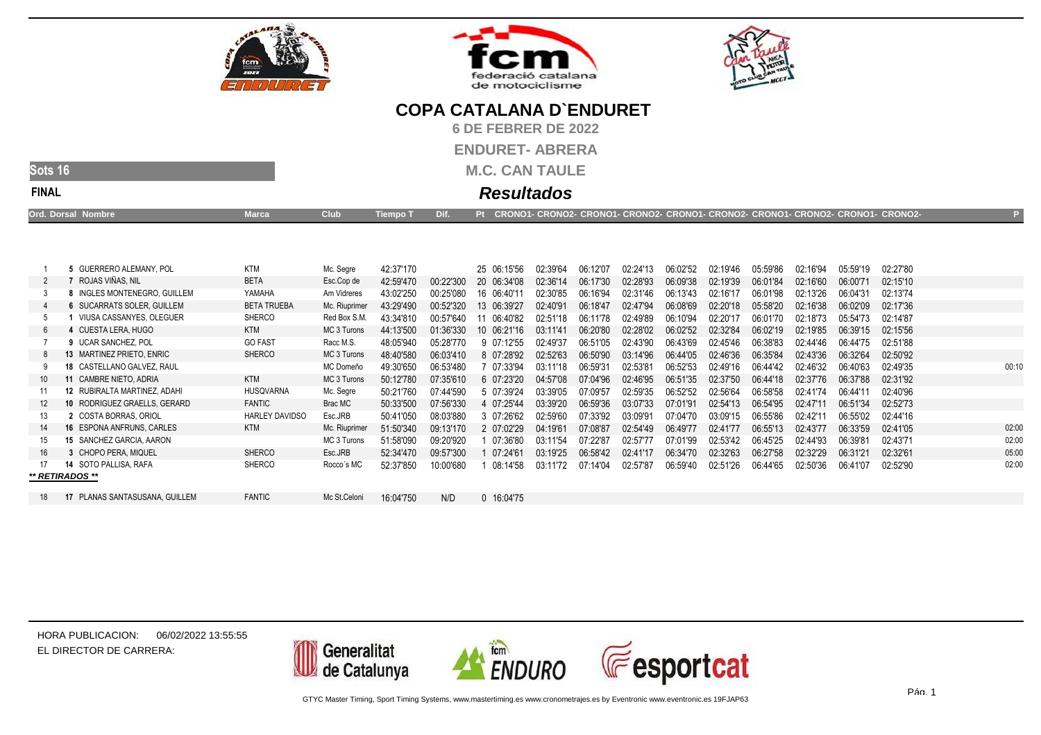# COPA CATALANA D`ENDURET

**6 DE FEBRER DE 2022**

**ENDURET- ABRERA**

**M.C. CAN TAULE**

**Sots 16**

**FINAL**

## *Resultados*

| Ord. | Dorsal | Nombre | Marca | Club | Tiempo T | Dif. | Pt | CRONO1- | CRONO2- | CRONO1- | CRONO2- | CRONO1- | CRONO2- | CRONO1- | CRONO2- | CRONO1- | CRONO2- | P |
|---|---|---|---|---|---|---|---|---|---|---|---|---|---|---|---|---|---|---|
| 1 | 5 | GUERRERO ALEMANY, POL | KTM | Mc. Segre | 42:37'170 | | 25 | 06:15'56 | 02:39'64 | 06:12'07 | 02:24'13 | 06:02'52 | 02:19'46 | 05:59'86 | 02:16'94 | 05:59'19 | 02:27'80 | |
| 2 | 7 | ROJAS VIÑAS, NIL | BETA | Esc.Cop de | 42:59'470 | 00:22'300 | 20 | 06:34'08 | 02:36'14 | 06:17'30 | 02:28'93 | 06:09'38 | 02:19'39 | 06:01'84 | 02:16'60 | 06:00'71 | 02:15'10 | |
| 3 | 8 | INGLES MONTENEGRO, GUILLEM | YAMAHA | Am Vidreres | 43:02'250 | 00:25'080 | 16 | 06:40'11 | 02:30'85 | 06:16'94 | 02:31'46 | 06:13'43 | 02:16'17 | 06:01'98 | 02:13'26 | 06:04'31 | 02:13'74 | |
| 4 | 6 | SUCARRATS SOLER, GUILLEM | BETA TRUEBA | Mc. Riuprimer | 43:29'490 | 00:52'320 | 13 | 06:39'27 | 02:40'91 | 06:18'47 | 02:47'94 | 06:08'69 | 02:20'18 | 05:58'20 | 02:16'38 | 06:02'09 | 02:17'36 | |
| 5 | 1 | VIUSA CASSANYES, OLEGUER | SHERCO | Red Box S.M. | 43:34'810 | 00:57'640 | 11 | 06:40'82 | 02:51'18 | 06:11'78 | 02:49'89 | 06:10'94 | 02:20'17 | 06:01'70 | 02:18'73 | 05:54'73 | 02:14'87 | |
| 6 | 4 | CUESTA LERA, HUGO | KTM | MC 3 Turons | 44:13'500 | 01:36'330 | 10 | 06:21'16 | 03:11'41 | 06:20'80 | 02:28'02 | 06:02'52 | 02:32'84 | 06:02'19 | 02:19'85 | 06:39'15 | 02:15'56 | |
| 7 | 9 | UCAR SANCHEZ, POL | GO FAST | Racc M.S. | 48:05'940 | 05:28'770 | 9 | 07:12'55 | 02:49'37 | 06:51'05 | 02:43'90 | 06:43'69 | 02:45'46 | 06:38'83 | 02:44'46 | 06:44'75 | 02:51'88 | |
| 8 | 13 | MARTINEZ PRIETO, ENRIC | SHERCO | MC 3 Turons | 48:40'580 | 06:03'410 | 8 | 07:28'92 | 02:52'63 | 06:50'90 | 03:14'96 | 06:44'05 | 02:46'36 | 06:35'84 | 02:43'36 | 06:32'64 | 02:50'92 | |
| 9 | 18 | CASTELLANO GALVEZ, RAUL | | MC Domeño | 49:30'650 | 06:53'480 | 7 | 07:33'94 | 03:11'18 | 06:59'31 | 02:53'81 | 06:52'53 | 02:49'16 | 06:44'42 | 02:46'32 | 06:40'63 | 02:49'35 | 00:10 |
| 10 | 11 | CAMBRE NIETO, ADRIA | KTM | MC 3 Turons | 50:12'780 | 07:35'610 | 6 | 07:23'20 | 04:57'08 | 07:04'96 | 02:46'95 | 06:51'35 | 02:37'50 | 06:44'18 | 02:37'76 | 06:37'88 | 02:31'92 | |
| 11 | 12 | RUBIRALTA MARTINEZ, ADAHI | HUSQVARNA | Mc. Segre | 50:21'760 | 07:44'590 | 5 | 07:39'24 | 03:39'05 | 07:09'57 | 02:59'35 | 06:52'52 | 02:56'64 | 06:58'58 | 02:41'74 | 06:44'11 | 02:40'96 | |
| 12 | 10 | RODRIGUEZ GRAELLS, GERARD | FANTIC | Brac MC | 50:33'500 | 07:56'330 | 4 | 07:25'44 | 03:39'20 | 06:59'36 | 03:07'33 | 07:01'91 | 02:54'13 | 06:54'95 | 02:47'11 | 06:51'34 | 02:52'73 | |
| 13 | 2 | COSTA BORRAS, ORIOL | HARLEY DAVIDSO | Esc.JRB | 50:41'050 | 08:03'880 | 3 | 07:26'62 | 02:59'60 | 07:33'92 | 03:09'91 | 07:04'70 | 03:09'15 | 06:55'86 | 02:42'11 | 06:55'02 | 02:44'16 | |
| 14 | 16 | ESPONA ANFRUNS, CARLES | KTM | Mc. Riuprimer | 51:50'340 | 09:13'170 | 2 | 07:02'29 | 04:19'61 | 07:08'87 | 02:54'49 | 06:49'77 | 02:41'77 | 06:55'13 | 02:43'77 | 06:33'59 | 02:41'05 | 02:00 |
| 15 | 15 | SANCHEZ GARCIA, AARON | | MC 3 Turons | 51:58'090 | 09:20'920 | 1 | 07:36'80 | 03:11'54 | 07:22'87 | 02:57'77 | 07:01'99 | 02:53'42 | 06:45'25 | 02:44'93 | 06:39'81 | 02:43'71 | 02:00 |
| 16 | 3 | CHOPO PERA, MIQUEL | SHERCO | Esc.JRB | 52:34'470 | 09:57'300 | 1 | 07:24'61 | 03:19'25 | 06:58'42 | 02:41'17 | 06:34'70 | 02:32'63 | 06:27'58 | 02:32'29 | 06:31'21 | 02:32'61 | 05:00 |
| 17 | 14 | SOTO PALLISA, RAFA | SHERCO | Rocco´s MC | 52:37'850 | 10:00'680 | 1 | 08:14'58 | 03:11'72 | 07:14'04 | 02:57'87 | 06:59'40 | 02:51'26 | 06:44'65 | 02:50'36 | 06:41'07 | 02:52'90 | 02:00 |
| ***** RETIRADOS ***** | | | | | | | | | | | | | | | | | | |
| 18 | 17 | PLANAS SANTASUSANA, GUILLEM | FANTIC | Mc St.Celoni | 16:04'750 | N/D | 0 | 16:04'75 | | | | | | | | | | |

HORA PUBLICACION: 06/02/2022 13:55:55

EL DIRECTOR DE CARRERA:

GTYC Master Timing, Sport Timing Systems, www.mastertiming.es www.cronometrajes.es by Eventronic www.eventronic.es 19FJAP63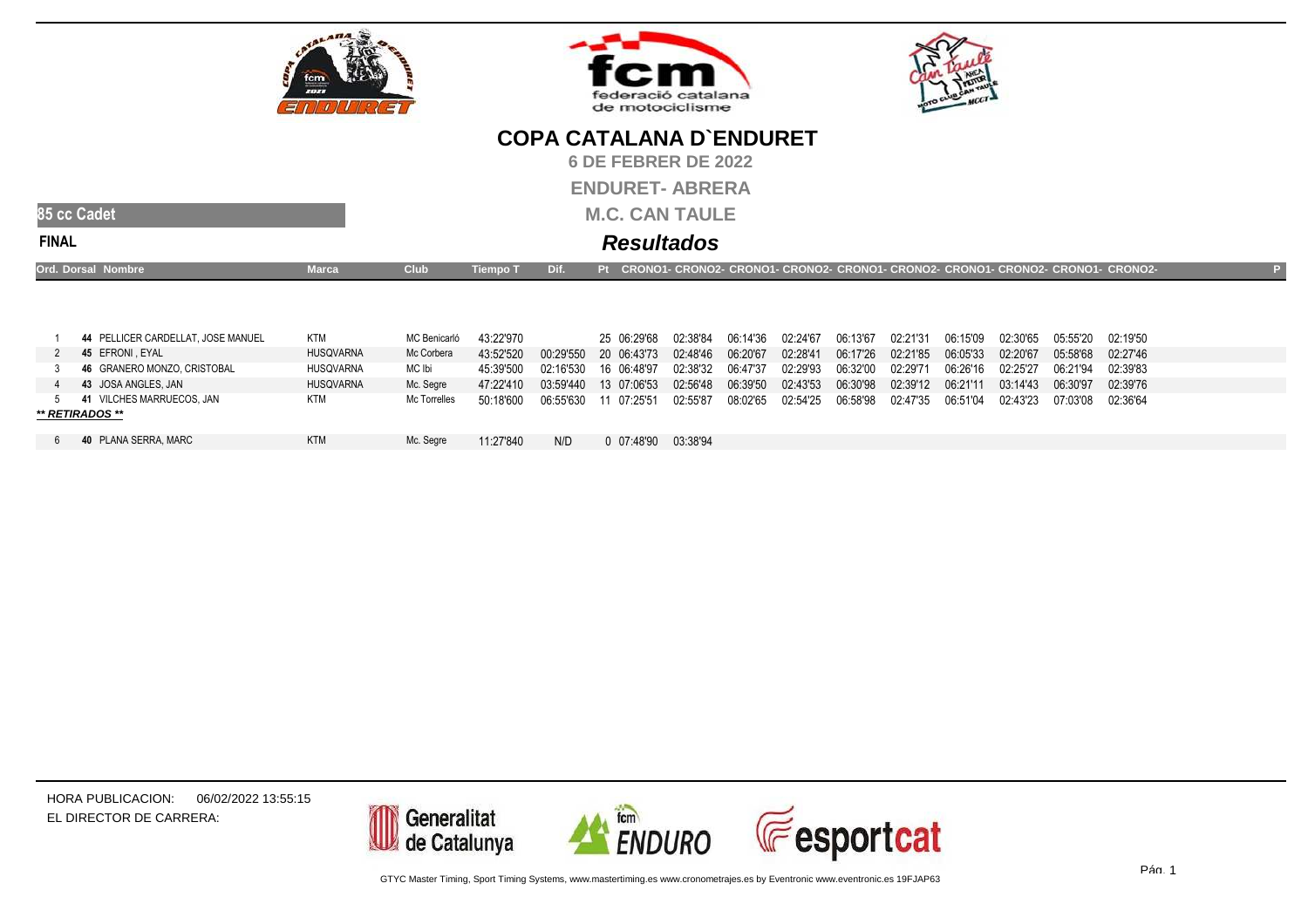# COPA CATALANA D`ENDURET

**6 DE FEBRER DE 2022**

**ENDURET- ABRERA**

**M.C. CAN TAULE**

## 85 cc Cadet

**FINAL**

## *Resultados*

| Ord. | Dorsal | Nombre | Marca | Club | Tiempo T | Dif. | Pt | CRONO1- | CRONO2- | CRONO1- | CRONO2- | CRONO1- | CRONO2- | CRONO1- | CRONO2- | CRONO1- | CRONO2- | P |
|---|---|---|---|---|---|---|---|---|---|---|---|---|---|---|---|---|---|---|
| 1 | 44 | PELLICER CARDELLAT, JOSE MANUEL | KTM | MC Benicarló | 43:22'970 | | 25 | 06:29'68 | 02:38'84 | 06:14'36 | 02:24'67 | 06:13'67 | 02:21'31 | 06:15'09 | 02:30'65 | 05:55'20 | 02:19'50 | |
| 2 | 45 | EFRONI , EYAL | HUSQVARNA | Mc Corbera | 43:52'520 | 00:29'550 | 20 | 06:43'73 | 02:48'46 | 06:20'67 | 02:28'41 | 06:17'26 | 02:21'85 | 06:05'33 | 02:20'67 | 05:58'68 | 02:27'46 | |
| 3 | 46 | GRANERO MONZO, CRISTOBAL | HUSQVARNA | MC Ibi | 45:39'500 | 02:16'530 | 16 | 06:48'97 | 02:38'32 | 06:47'37 | 02:29'93 | 06:32'00 | 02:29'71 | 06:26'16 | 02:25'27 | 06:21'94 | 02:39'83 | |
| 4 | 43 | JOSA ANGLES, JAN | HUSQVARNA | Mc. Segre | 47:22'410 | 03:59'440 | 13 | 07:06'53 | 02:56'48 | 06:39'50 | 02:43'53 | 06:30'98 | 02:39'12 | 06:21'11 | 03:14'43 | 06:30'97 | 02:39'76 | |
| 5 | 41 | VILCHES MARRUECOS, JAN | KTM | Mc Torrelles | 50:18'600 | 06:55'630 | 11 | 07:25'51 | 02:55'87 | 08:02'65 | 02:54'25 | 06:58'98 | 02:47'35 | 06:51'04 | 02:43'23 | 07:03'08 | 02:36'64 | |
| ***\*\* RETIRADOS \*\**** | | | | | | | | | | | | | | | | | | |
| 6 | 40 | PLANA SERRA, MARC | KTM | Mc. Segre | 11:27'840 | N/D | 0 | 07:48'90 | 03:38'94 | | | | | | | | | |

HORA PUBLICACION: 06/02/2022 13:55:15

EL DIRECTOR DE CARRERA:

GTYC Master Timing, Sport Timing Systems, www.mastertiming.es www.cronometrajes.es by Eventronic www.eventronic.es 19FJAP63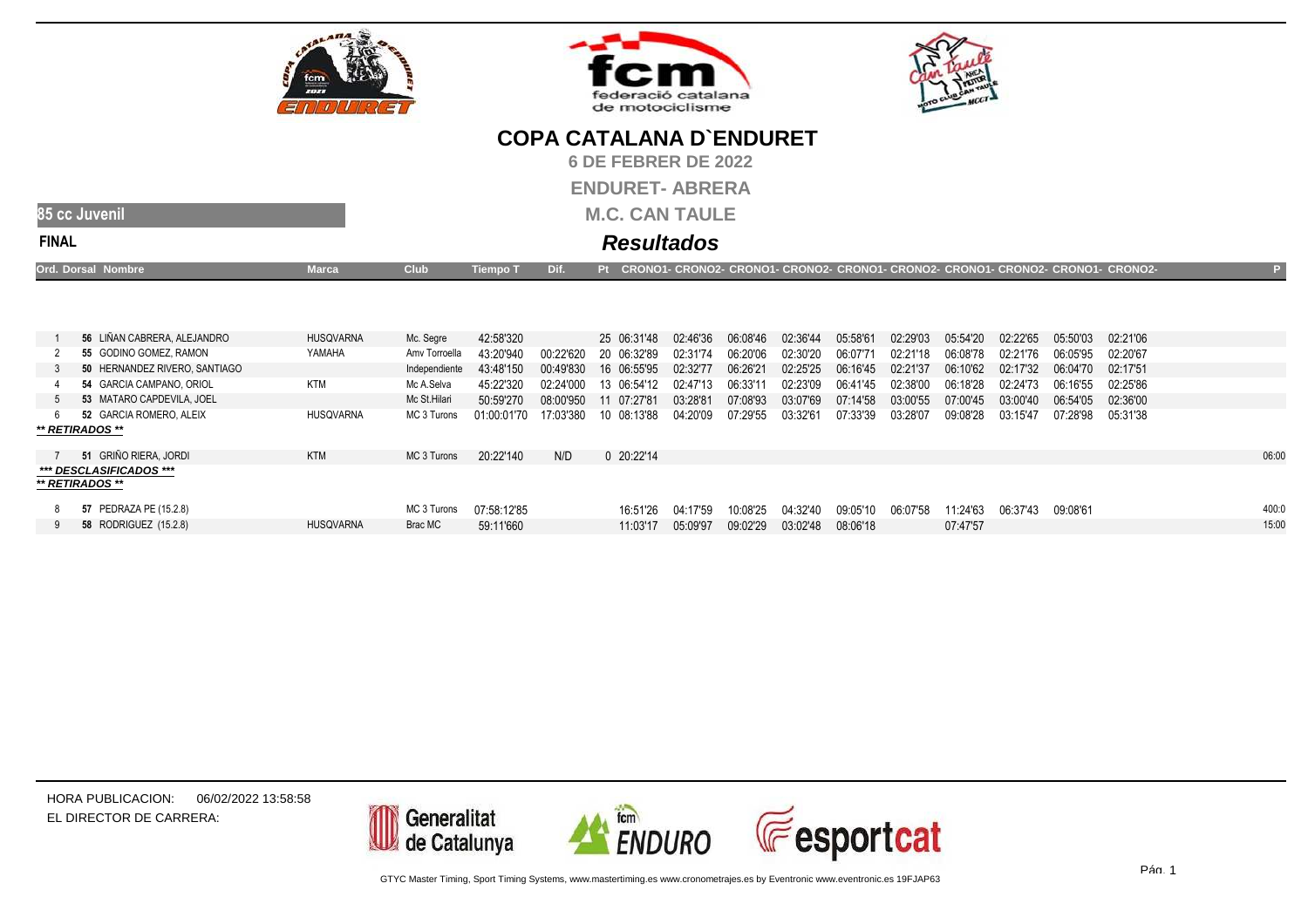# COPA CATALANA D`ENDURET

**6 DE FEBRER DE 2022**

**ENDURET- ABRERA**

**M.C. CAN TAULE**

**85 cc Juvenil**

**FINAL**

## *Resultados*

| Ord. | Dorsal | Nombre | Marca | Club | Tiempo T | Dif. | Pt | CRONO1- | CRONO2- | CRONO1- | CRONO2- | CRONO1- | CRONO2- | CRONO1- | CRONO2- | CRONO1- | CRONO2- | P |
|---|---|---|---|---|---|---|---|---|---|---|---|---|---|---|---|---|---|---|
| 1 | 56 | LIÑAN CABRERA, ALEJANDRO | HUSQVARNA | Mc. Segre | 42:58'320 | | 25 | 06:31'48 | 02:46'36 | 06:08'46 | 02:36'44 | 05:58'61 | 02:29'03 | 05:54'20 | 02:22'65 | 05:50'03 | 02:21'06 | |
| 2 | 55 | GODINO GOMEZ, RAMON | YAMAHA | Amv Torroella | 43:20'940 | 00:22'620 | 20 | 06:32'89 | 02:31'74 | 06:20'06 | 02:30'20 | 06:07'71 | 02:21'18 | 06:08'78 | 02:21'76 | 06:05'95 | 02:20'67 | |
| 3 | 50 | HERNANDEZ RIVERO, SANTIAGO | | Independiente | 43:48'150 | 00:49'830 | 16 | 06:55'95 | 02:32'77 | 06:26'21 | 02:25'25 | 06:16'45 | 02:21'37 | 06:10'62 | 02:17'32 | 06:04'70 | 02:17'51 | |
| 4 | 54 | GARCIA CAMPANO, ORIOL | KTM | Mc A.Selva | 45:22'320 | 02:24'000 | 13 | 06:54'12 | 02:47'13 | 06:33'11 | 02:23'09 | 06:41'45 | 02:38'00 | 06:18'28 | 02:24'73 | 06:16'55 | 02:25'86 | |
| 5 | 53 | MATARO CAPDEVILA, JOEL | | Mc St.Hilari | 50:59'270 | 08:00'950 | 11 | 07:27'81 | 03:28'81 | 07:08'93 | 03:07'69 | 07:14'58 | 03:00'55 | 07:00'45 | 03:00'40 | 06:54'05 | 02:36'00 | |
| 6 | 52 | GARCIA ROMERO, ALEIX | HUSQVARNA | MC 3 Turons | 01:00:01'70 | 17:03'380 | 10 | 08:13'88 | 04:20'09 | 07:29'55 | 03:32'61 | 07:33'39 | 03:28'07 | 09:08'28 | 03:15'47 | 07:28'98 | 05:31'38 | |
| ***\*\* RETIRADOS \*\**** | | | | | | | | | | | | | | | | | | |
| 7 | 51 | GRIÑO RIERA, JORDI | KTM | MC 3 Turons | 20:22'140 | N/D | 0 | 20:22'14 | | | | | | | | | | 06:00 |
| ***\*\*\* DESCLASIFICADOS \*\*\**** | | | | | | | | | | | | | | | | | | |
| ***\*\* RETIRADOS \*\**** | | | | | | | | | | | | | | | | | | |
| 8 | 57 | PEDRAZA PE (15.2.8) | | MC 3 Turons | 07:58:12'85 | | | 16:51'26 | 04:17'59 | 10:08'25 | 04:32'40 | 09:05'10 | 06:07'58 | 11:24'63 | 06:37'43 | 09:08'61 | | 400:0 |
| 9 | 58 | RODRIGUEZ (15.2.8) | HUSQVARNA | Brac MC | 59:11'660 | | | 11:03'17 | 05:09'97 | 09:02'29 | 03:02'48 | 08:06'18 | | 07:47'57 | | | | 15:00 |

HORA PUBLICACION: 06/02/2022 13:58:58

EL DIRECTOR DE CARRERA:

GTYC Master Timing, Sport Timing Systems, www.mastertiming.es www.cronometrajes.es by Eventronic www.eventronic.es 19FJAP63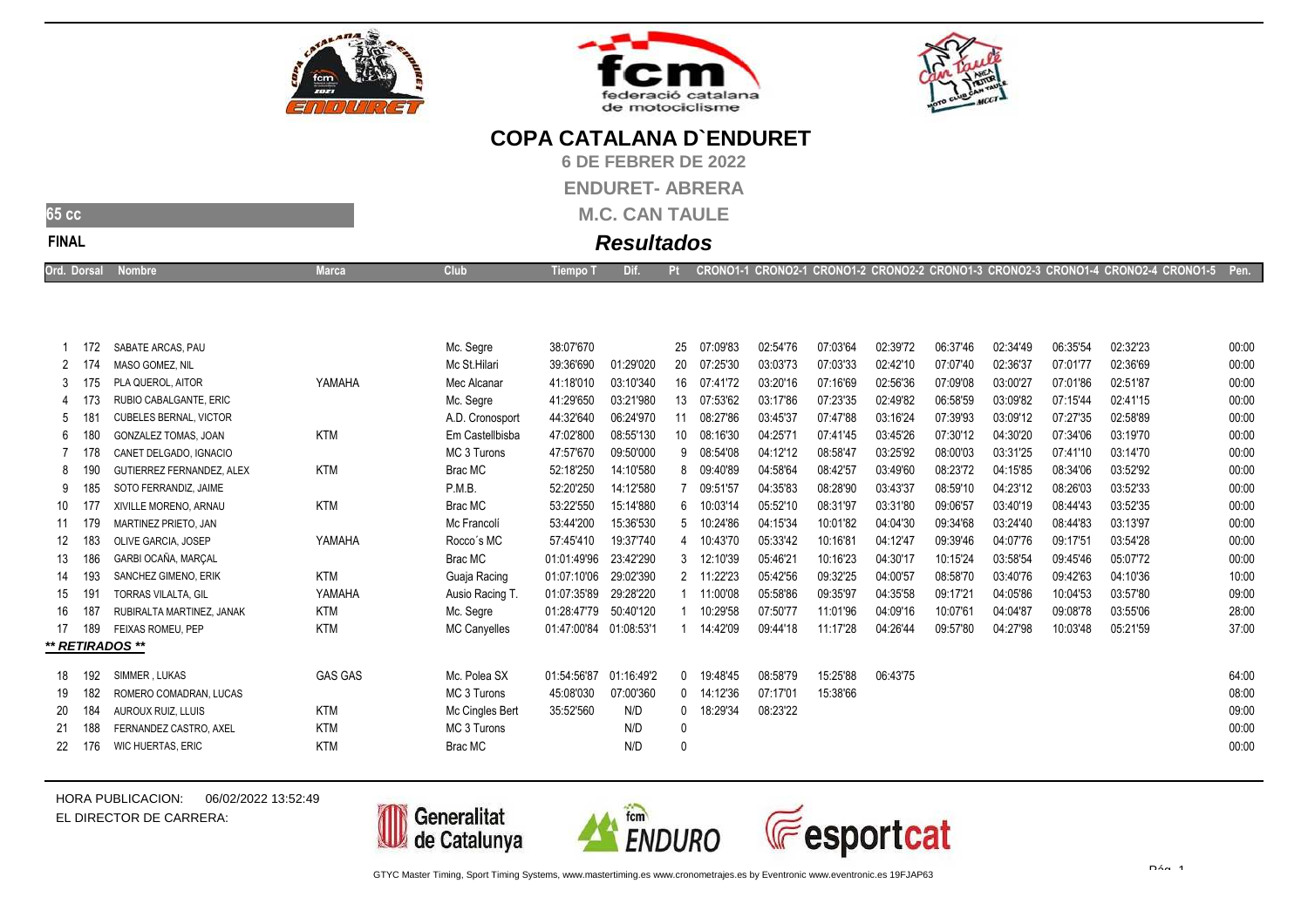# COPA CATALANA D`ENDURET

**6 DE FEBRER DE 2022**

**ENDURET- ABRERA**

**M.C. CAN TAULE**

**65 cc**

**FINAL**

## *Resultados*

| Ord. | Dorsal | Nombre | Marca | Club | Tiempo T | Dif. | Pt | CRONO1-1 | CRONO2-1 | CRONO1-2 | CRONO2-2 | CRONO1-3 | CRONO2-3 | CRONO1-4 | CRONO2-4 | CRONO1-5 | Pen. |
|---|---|---|---|---|---|---|---|---|---|---|---|---|---|---|---|---|---|
| 1 | 172 | SABATE ARCAS, PAU | | Mc. Segre | 38:07'670 | | 25 | 07:09'83 | 02:54'76 | 07:03'64 | 02:39'72 | 06:37'46 | 02:34'49 | 06:35'54 | 02:32'23 | | 00:00 |
| 2 | 174 | MASO GOMEZ, NIL | | Mc St.Hilari | 39:36'690 | 01:29'020 | 20 | 07:25'30 | 03:03'73 | 07:03'33 | 02:42'10 | 07:07'40 | 02:36'37 | 07:01'77 | 02:36'69 | | 00:00 |
| 3 | 175 | PLA QUEROL, AITOR | YAMAHA | Mec Alcanar | 41:18'010 | 03:10'340 | 16 | 07:41'72 | 03:20'16 | 07:16'69 | 02:56'36 | 07:09'08 | 03:00'27 | 07:01'86 | 02:51'87 | | 00:00 |
| 4 | 173 | RUBIO CABALGANTE, ERIC | | Mc. Segre | 41:29'650 | 03:21'980 | 13 | 07:53'62 | 03:17'86 | 07:23'35 | 02:49'82 | 06:58'59 | 03:09'82 | 07:15'44 | 02:41'15 | | 00:00 |
| 5 | 181 | CUBELES BERNAL, VICTOR | | A.D. Cronosport | 44:32'640 | 06:24'970 | 11 | 08:27'86 | 03:45'37 | 07:47'88 | 03:16'24 | 07:39'93 | 03:09'12 | 07:27'35 | 02:58'89 | | 00:00 |
| 6 | 180 | GONZALEZ TOMAS, JOAN | KTM | Em Castellbisba | 47:02'800 | 08:55'130 | 10 | 08:16'30 | 04:25'71 | 07:41'45 | 03:45'26 | 07:30'12 | 04:30'20 | 07:34'06 | 03:19'70 | | 00:00 |
| 7 | 178 | CANET DELGADO, IGNACIO | | MC 3 Turons | 47:57'670 | 09:50'000 | 9 | 08:54'08 | 04:12'12 | 08:58'47 | 03:25'92 | 08:00'03 | 03:31'25 | 07:41'10 | 03:14'70 | | 00:00 |
| 8 | 190 | GUTIERREZ FERNANDEZ, ALEX | KTM | Brac MC | 52:18'250 | 14:10'580 | 8 | 09:40'89 | 04:58'64 | 08:42'57 | 03:49'60 | 08:23'72 | 04:15'85 | 08:34'06 | 03:52'92 | | 00:00 |
| 9 | 185 | SOTO FERRANDIZ, JAIME | | P.M.B. | 52:20'250 | 14:12'580 | 7 | 09:51'57 | 04:35'83 | 08:28'90 | 03:43'37 | 08:59'10 | 04:23'12 | 08:26'03 | 03:52'33 | | 00:00 |
| 10 | 177 | XIVILLE MORENO, ARNAU | KTM | Brac MC | 53:22'550 | 15:14'880 | 6 | 10:03'14 | 05:52'10 | 08:31'97 | 03:31'80 | 09:06'57 | 03:40'19 | 08:44'43 | 03:52'35 | | 00:00 |
| 11 | 179 | MARTINEZ PRIETO, JAN | | Mc Francolí | 53:44'200 | 15:36'530 | 5 | 10:24'86 | 04:15'34 | 10:01'82 | 04:04'30 | 09:34'68 | 03:24'40 | 08:44'83 | 03:13'97 | | 00:00 |
| 12 | 183 | OLIVE GARCIA, JOSEP | YAMAHA | Rocco´s MC | 57:45'410 | 19:37'740 | 4 | 10:43'70 | 05:33'42 | 10:16'81 | 04:12'47 | 09:39'46 | 04:07'76 | 09:17'51 | 03:54'28 | | 00:00 |
| 13 | 186 | GARBI OCAÑA, MARÇAL | | Brac MC | 01:01:49'96 | 23:42'290 | 3 | 12:10'39 | 05:46'21 | 10:16'23 | 04:30'17 | 10:15'24 | 03:58'54 | 09:45'46 | 05:07'72 | | 00:00 |
| 14 | 193 | SANCHEZ GIMENO, ERIK | KTM | Guaja Racing | 01:07:10'06 | 29:02'390 | 2 | 11:22'23 | 05:42'56 | 09:32'25 | 04:00'57 | 08:58'70 | 03:40'76 | 09:42'63 | 04:10'36 | | 10:00 |
| 15 | 191 | TORRAS VILALTA, GIL | YAMAHA | Ausio Racing T. | 01:07:35'89 | 29:28'220 | 1 | 11:00'08 | 05:58'86 | 09:35'97 | 04:35'58 | 09:17'21 | 04:05'86 | 10:04'53 | 03:57'80 | | 09:00 |
| 16 | 187 | RUBIRALTA MARTINEZ, JANAK | KTM | Mc. Segre | 01:28:47'79 | 50:40'120 | 1 | 10:29'58 | 07:50'77 | 11:01'96 | 04:09'16 | 10:07'61 | 04:04'87 | 09:08'78 | 03:55'06 | | 28:00 |
| 17 | 189 | FEIXAS ROMEU, PEP | KTM | MC Canyelles | 01:47:00'84 | 01:08:53'1 | 1 | 14:42'09 | 09:44'18 | 11:17'28 | 04:26'44 | 09:57'80 | 04:27'98 | 10:03'48 | 05:21'59 | | 37:00 |
| ***\*\* RETIRADOS \*\**** | | | | | | | | | | | | | | | | | |
| 18 | 192 | SIMMER , LUKAS | GAS GAS | Mc. Polea SX | 01:54:56'87 | 01:16:49'2 | 0 | 19:48'45 | 08:58'79 | 15:25'88 | 06:43'75 | | | | | | 64:00 |
| 19 | 182 | ROMERO COMADRAN, LUCAS | | MC 3 Turons | 45:08'030 | 07:00'360 | 0 | 14:12'36 | 07:17'01 | 15:38'66 | | | | | | | 08:00 |
| 20 | 184 | AUROUX RUIZ, LLUIS | KTM | Mc Cingles Bert | 35:52'560 | N/D | 0 | 18:29'34 | 08:23'22 | | | | | | | | 09:00 |
| 21 | 188 | FERNANDEZ CASTRO, AXEL | KTM | MC 3 Turons | | N/D | 0 | | | | | | | | | | 00:00 |
| 22 | 176 | WIC HUERTAS, ERIC | KTM | Brac MC | | N/D | 0 | | | | | | | | | | 00:00 |

HORA PUBLICACION: 06/02/2022 13:52:49

EL DIRECTOR DE CARRERA:

GTYC Master Timing, Sport Timing Systems, www.mastertiming.es www.cronometrajes.es by Eventronic www.eventronic.es 19FJAP63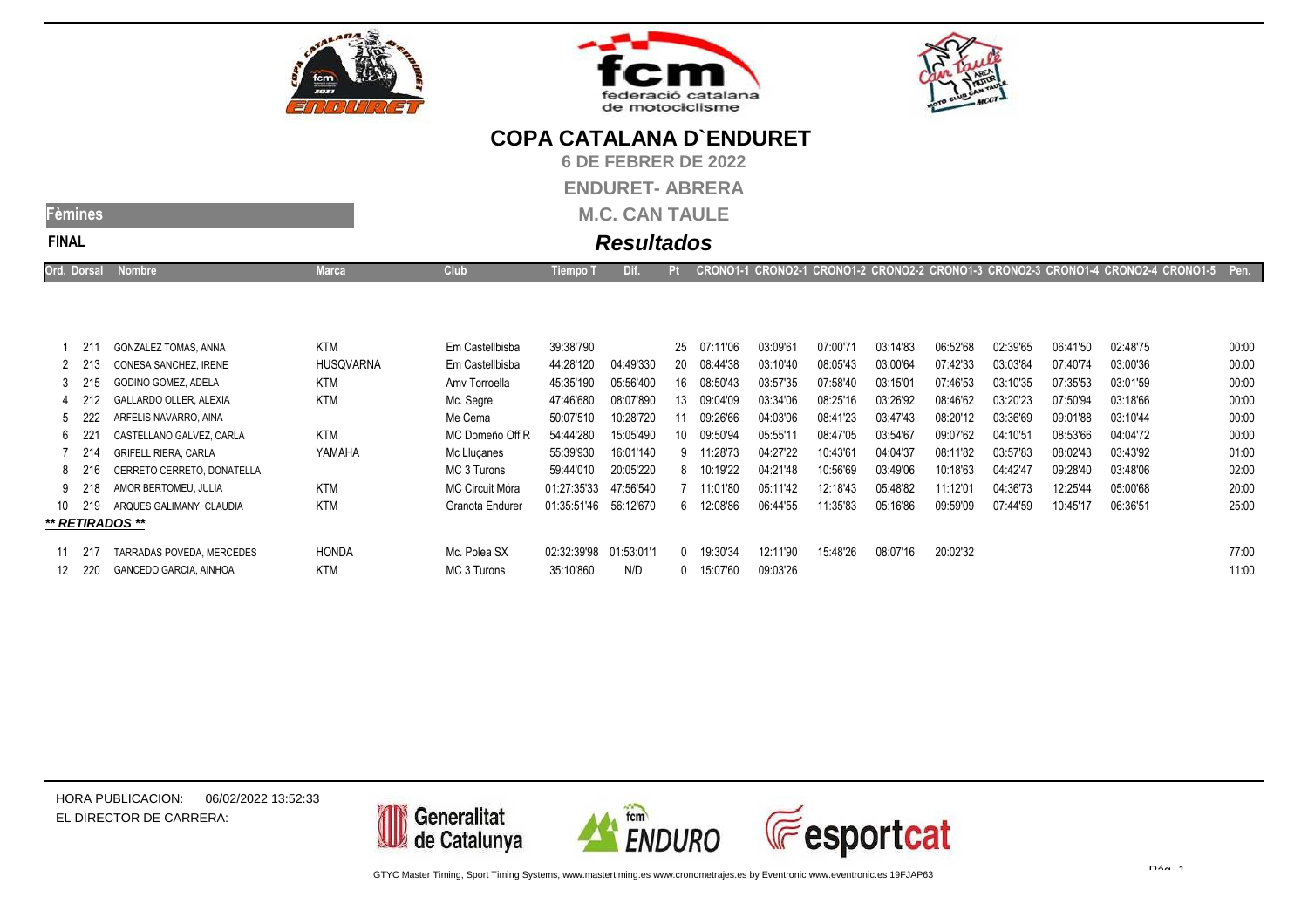# COPA CATALANA D`ENDURET

**6 DE FEBRER DE 2022**

**ENDURET- ABRERA**

**M.C. CAN TAULE**

**Fèmines**

**FINAL**

## *Resultados*

| Ord. | Dorsal | Nombre | Marca | Club | Tiempo T | Dif. | Pt | CRONO1-1 | CRONO2-1 | CRONO1-2 | CRONO2-2 | CRONO1-3 | CRONO2-3 | CRONO1-4 | CRONO2-4 | CRONO1-5 | Pen. |
|---|---|---|---|---|---|---|---|---|---|---|---|---|---|---|---|---|---|
| 1 | 211 | GONZALEZ TOMAS, ANNA | KTM | Em Castellbisba | 39:38'790 | | 25 | 07:11'06 | 03:09'61 | 07:00'71 | 03:14'83 | 06:52'68 | 02:39'65 | 06:41'50 | 02:48'75 | | 00:00 |
| 2 | 213 | CONESA SANCHEZ, IRENE | HUSQVARNA | Em Castellbisba | 44:28'120 | 04:49'330 | 20 | 08:44'38 | 03:10'40 | 08:05'43 | 03:00'64 | 07:42'33 | 03:03'84 | 07:40'74 | 03:00'36 | | 00:00 |
| 3 | 215 | GODINO GOMEZ, ADELA | KTM | Amv Torroella | 45:35'190 | 05:56'400 | 16 | 08:50'43 | 03:57'35 | 07:58'40 | 03:15'01 | 07:46'53 | 03:10'35 | 07:35'53 | 03:01'59 | | 00:00 |
| 4 | 212 | GALLARDO OLLER, ALEXIA | KTM | Mc. Segre | 47:46'680 | 08:07'890 | 13 | 09:04'09 | 03:34'06 | 08:25'16 | 03:26'92 | 08:46'62 | 03:20'23 | 07:50'94 | 03:18'66 | | 00:00 |
| 5 | 222 | ARFELIS NAVARRO, AINA | | Me Cema | 50:07'510 | 10:28'720 | 11 | 09:26'66 | 04:03'06 | 08:41'23 | 03:47'43 | 08:20'12 | 03:36'69 | 09:01'88 | 03:10'44 | | 00:00 |
| 6 | 221 | CASTELLANO GALVEZ, CARLA | KTM | MC Domeño Off R | 54:44'280 | 15:05'490 | 10 | 09:50'94 | 05:55'11 | 08:47'05 | 03:54'67 | 09:07'62 | 04:10'51 | 08:53'66 | 04:04'72 | | 00:00 |
| 7 | 214 | GRIFELL RIERA, CARLA | YAMAHA | Mc Lluçanes | 55:39'930 | 16:01'140 | 9 | 11:28'73 | 04:27'22 | 10:43'61 | 04:04'37 | 08:11'82 | 03:57'83 | 08:02'43 | 03:43'92 | | 01:00 |
| 8 | 216 | CERRETO CERRETO, DONATELLA | | MC 3 Turons | 59:44'010 | 20:05'220 | 8 | 10:19'22 | 04:21'48 | 10:56'69 | 03:49'06 | 10:18'63 | 04:42'47 | 09:28'40 | 03:48'06 | | 02:00 |
| 9 | 218 | AMOR BERTOMEU, JULIA | KTM | MC Circuit Móra | 01:27:35'33 | 47:56'540 | 7 | 11:01'80 | 05:11'42 | 12:18'43 | 05:48'82 | 11:12'01 | 04:36'73 | 12:25'44 | 05:00'68 | | 20:00 |
| 10 | 219 | ARQUES GALIMANY, CLAUDIA | KTM | Granota Endurer | 01:35:51'46 | 56:12'670 | 6 | 12:08'86 | 06:44'55 | 11:35'83 | 05:16'86 | 09:59'09 | 07:44'59 | 10:45'17 | 06:36'51 | | 25:00 |
| ***** RETIRADOS ***** | | | | | | | | | | | | | | | | | |
| 11 | 217 | TARRADAS POVEDA, MERCEDES | HONDA | Mc. Polea SX | 02:32:39'98 | 01:53:01'1 | 0 | 19:30'34 | 12:11'90 | 15:48'26 | 08:07'16 | 20:02'32 | | | | | 77:00 |
| 12 | 220 | GANCEDO GARCIA, AINHOA | KTM | MC 3 Turons | 35:10'860 | N/D | 0 | 15:07'60 | 09:03'26 | | | | | | | | 11:00 |

HORA PUBLICACION: 06/02/2022 13:52:33

EL DIRECTOR DE CARRERA:

GTYC Master Timing, Sport Timing Systems, www.mastertiming.es www.cronometrajes.es by Eventronic www.eventronic.es 19FJAP63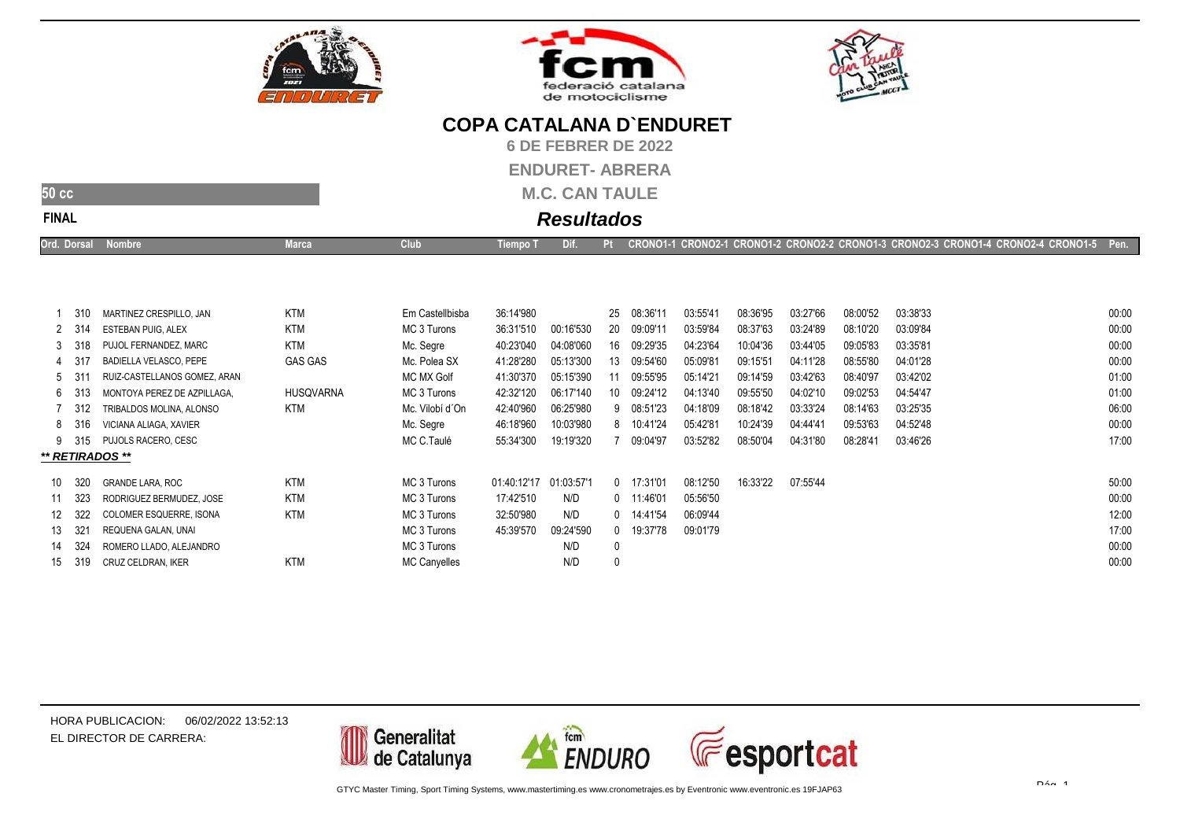# COPA CATALANA D`ENDURET

**6 DE FEBRER DE 2022**

**ENDURET- ABRERA**

**M.C. CAN TAULE**

**50 cc**

**FINAL**

## *Resultados*

| Ord. | Dorsal | Nombre | Marca | Club | Tiempo T | Dif. | Pt | CRONO1-1 | CRONO2-1 | CRONO1-2 | CRONO2-2 | CRONO1-3 | CRONO2-3 | CRONO1-4 | CRONO2-4 | CRONO1-5 | Pen. |
|---|---|---|---|---|---|---|---|---|---|---|---|---|---|---|---|---|---|
| 1 | 310 | MARTINEZ CRESPILLO, JAN | KTM | Em Castellbisba | 36:14'980 | | 25 | 08:36'11 | 03:55'41 | 08:36'95 | 03:27'66 | 08:00'52 | 03:38'33 | | | | 00:00 |
| 2 | 314 | ESTEBAN PUIG, ALEX | KTM | MC 3 Turons | 36:31'510 | 00:16'530 | 20 | 09:09'11 | 03:59'84 | 08:37'63 | 03:24'89 | 08:10'20 | 03:09'84 | | | | 00:00 |
| 3 | 318 | PUJOL FERNANDEZ, MARC | KTM | Mc. Segre | 40:23'040 | 04:08'060 | 16 | 09:29'35 | 04:23'64 | 10:04'36 | 03:44'05 | 09:05'83 | 03:35'81 | | | | 00:00 |
| 4 | 317 | BADIELLA VELASCO, PEPE | GAS GAS | Mc. Polea SX | 41:28'280 | 05:13'300 | 13 | 09:54'60 | 05:09'81 | 09:15'51 | 04:11'28 | 08:55'80 | 04:01'28 | | | | 00:00 |
| 5 | 311 | RUIZ-CASTELLANOS GOMEZ, ARAN | | MC MX Golf | 41:30'370 | 05:15'390 | 11 | 09:55'95 | 05:14'21 | 09:14'59 | 03:42'63 | 08:40'97 | 03:42'02 | | | | 01:00 |
| 6 | 313 | MONTOYA PEREZ DE AZPILLAGA, | HUSQVARNA | MC 3 Turons | 42:32'120 | 06:17'140 | 10 | 09:24'12 | 04:13'40 | 09:55'50 | 04:02'10 | 09:02'53 | 04:54'47 | | | | 01:00 |
| 7 | 312 | TRIBALDOS MOLINA, ALONSO | KTM | Mc. Vilobí d´On | 42:40'960 | 06:25'980 | 9 | 08:51'23 | 04:18'09 | 08:18'42 | 03:33'24 | 08:14'63 | 03:25'35 | | | | 06:00 |
| 8 | 316 | VICIANA ALIAGA, XAVIER | | Mc. Segre | 46:18'960 | 10:03'980 | 8 | 10:41'24 | 05:42'81 | 10:24'39 | 04:44'41 | 09:53'63 | 04:52'48 | | | | 00:00 |
| 9 | 315 | PUJOLS RACERO, CESC | | MC C.Taulé | 55:34'300 | 19:19'320 | 7 | 09:04'97 | 03:52'82 | 08:50'04 | 04:31'80 | 08:28'41 | 03:46'26 | | | | 17:00 |
| ***\*\* RETIRADOS \*\**** | | | | | | | | | | | | | | | | | |
| 10 | 320 | GRANDE LARA, ROC | KTM | MC 3 Turons | 01:40:12'17 | 01:03:57'1 | 0 | 17:31'01 | 08:12'50 | 16:33'22 | 07:55'44 | | | | | | 50:00 |
| 11 | 323 | RODRIGUEZ BERMUDEZ, JOSE | KTM | MC 3 Turons | 17:42'510 | N/D | 0 | 11:46'01 | 05:56'50 | | | | | | | | 00:00 |
| 12 | 322 | COLOMER ESQUERRE, ISONA | KTM | MC 3 Turons | 32:50'980 | N/D | 0 | 14:41'54 | 06:09'44 | | | | | | | | 12:00 |
| 13 | 321 | REQUENA GALAN, UNAI | | MC 3 Turons | 45:39'570 | 09:24'590 | 0 | 19:37'78 | 09:01'79 | | | | | | | | 17:00 |
| 14 | 324 | ROMERO LLADO, ALEJANDRO | | MC 3 Turons | | N/D | 0 | | | | | | | | | | 00:00 |
| 15 | 319 | CRUZ CELDRAN, IKER | KTM | MC Canyelles | | N/D | 0 | | | | | | | | | | 00:00 |

HORA PUBLICACION: 06/02/2022 13:52:13

EL DIRECTOR DE CARRERA:

GTYC Master Timing, Sport Timing Systems, www.mastertiming.es www.cronometrajes.es by Eventronic www.eventronic.es 19FJAP63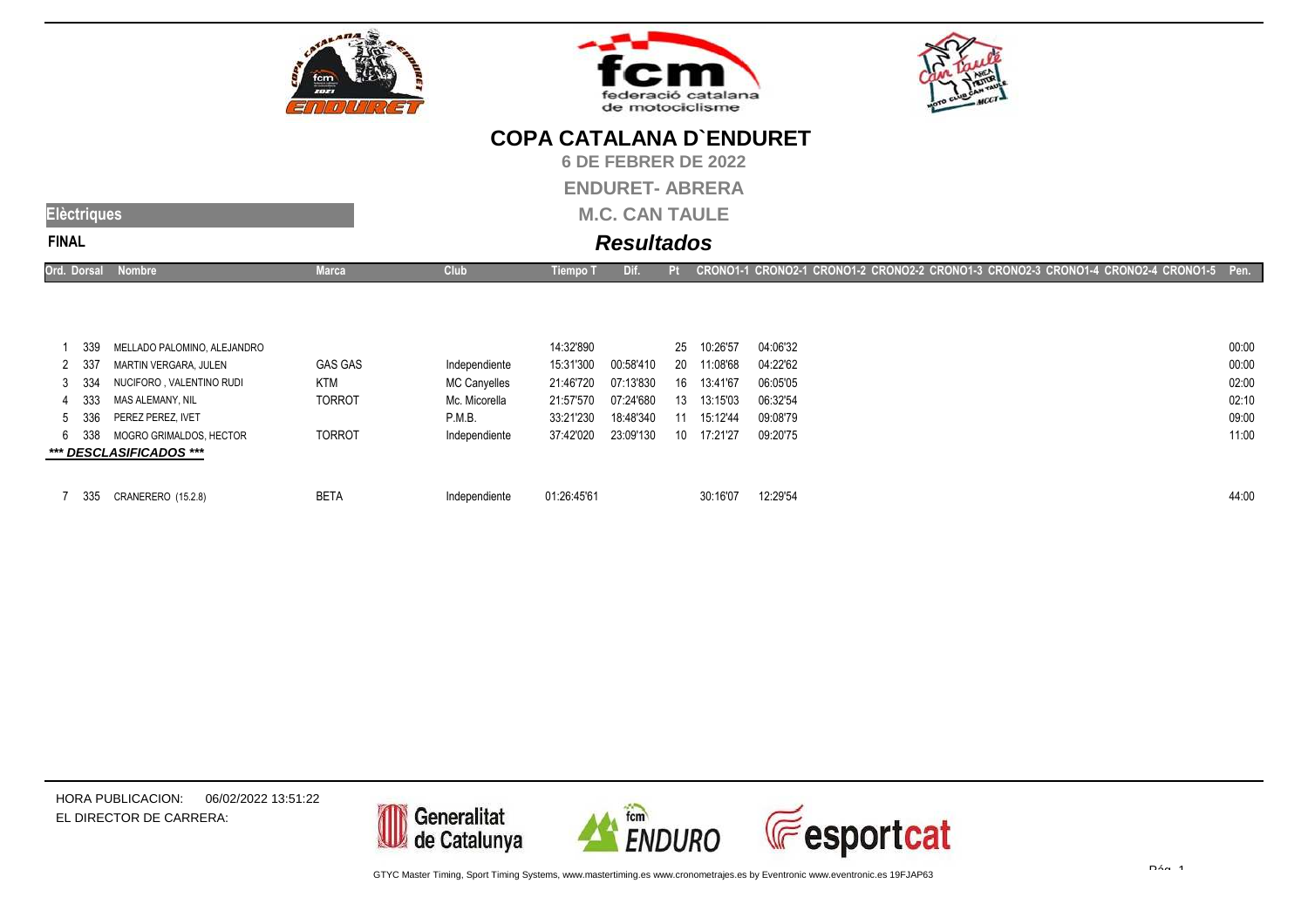# COPA CATALANA D`ENDURET

**6 DE FEBRER DE 2022**

**ENDURET- ABRERA**

**M.C. CAN TAULE**

**Elèctriques**

**FINAL**

## *Resultados*

| Ord. | Dorsal | Nombre | Marca | Club | Tiempo T | Dif. | Pt | CRONO1-1 | CRONO2-1 | CRONO1-2 | CRONO2-2 | CRONO1-3 | CRONO2-3 | CRONO1-4 | CRONO2-4 | CRONO1-5 | Pen. |
|---|---|---|---|---|---|---|---|---|---|---|---|---|---|---|---|---|---|
| 1 | 339 | MELLADO PALOMINO, ALEJANDRO | | | 14:32'890 | | 25 | 10:26'57 | 04:06'32 | | | | | | | | 00:00 |
| 2 | 337 | MARTIN VERGARA, JULEN | GAS GAS | Independiente | 15:31'300 | 00:58'410 | 20 | 11:08'68 | 04:22'62 | | | | | | | | 00:00 |
| 3 | 334 | NUCIFORO , VALENTINO RUDI | KTM | MC Canyelles | 21:46'720 | 07:13'830 | 16 | 13:41'67 | 06:05'05 | | | | | | | | 02:00 |
| 4 | 333 | MAS ALEMANY, NIL | TORROT | Mc. Micorella | 21:57'570 | 07:24'680 | 13 | 13:15'03 | 06:32'54 | | | | | | | | 02:10 |
| 5 | 336 | PEREZ PEREZ, IVET | | P.M.B. | 33:21'230 | 18:48'340 | 11 | 15:12'44 | 09:08'79 | | | | | | | | 09:00 |
| 6 | 338 | MOGRO GRIMALDOS, HECTOR | TORROT | Independiente | 37:42'020 | 23:09'130 | 10 | 17:21'27 | 09:20'75 | | | | | | | | 11:00 |
| ***\*\*\* DESCLASIFICADOS \*\*\**** | | | | | | | | | | | | | | | | | |
| 7 | 335 | CRANERERO (15.2.8) | BETA | Independiente | 01:26:45'61 | | | 30:16'07 | 12:29'54 | | | | | | | | 44:00 |

HORA PUBLICACION: 06/02/2022 13:51:22

EL DIRECTOR DE CARRERA:

GTYC Master Timing, Sport Timing Systems, www.mastertiming.es www.cronometrajes.es by Eventronic www.eventronic.es 19FJAP63